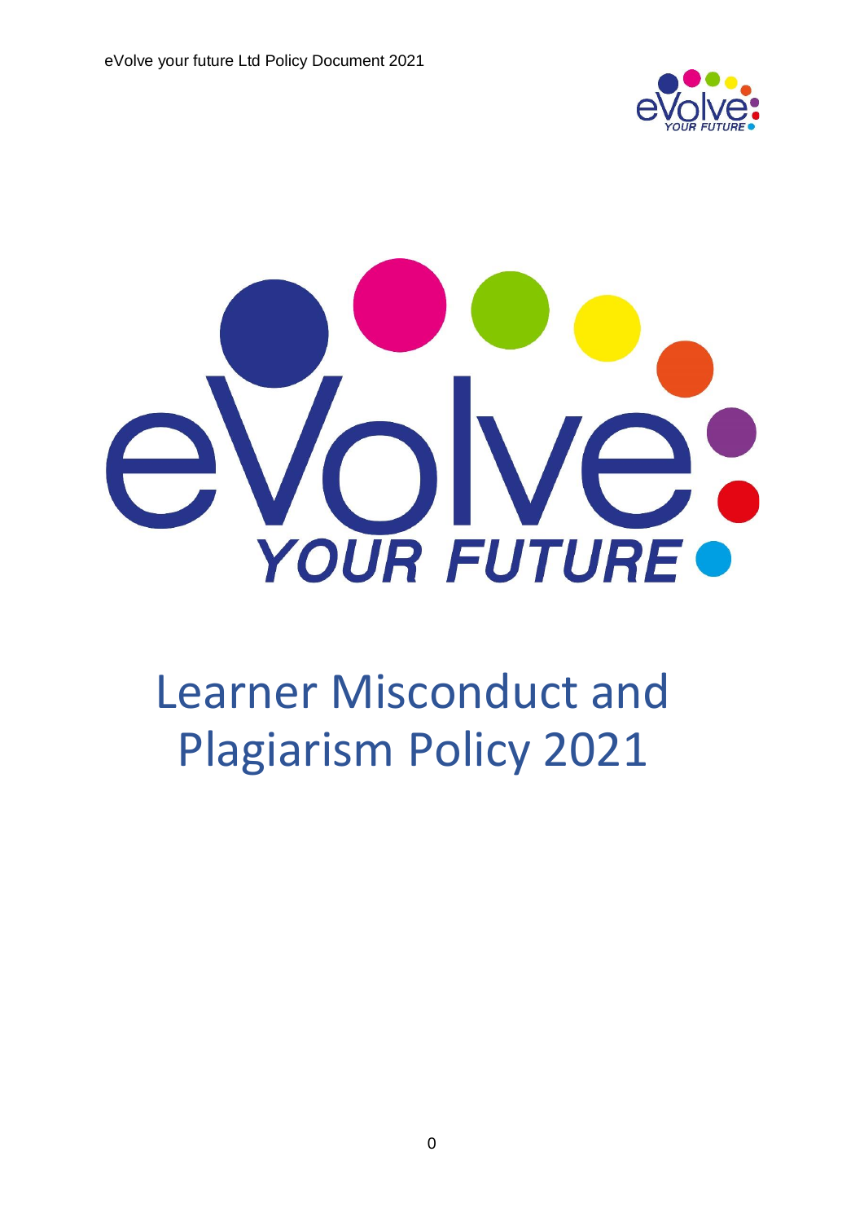# Learner Misconduct and Plagiarism Policy 2021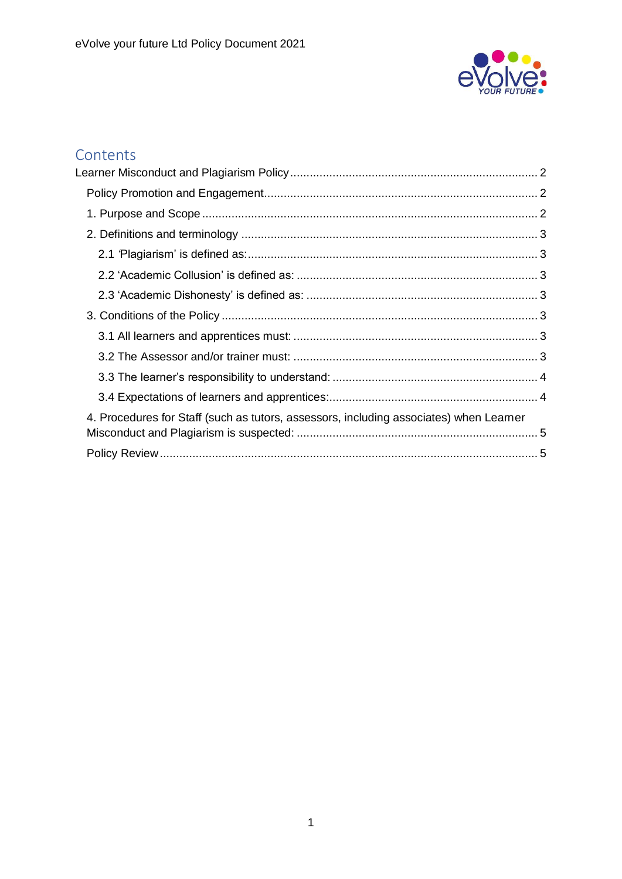## Contents

Learner Misconduct and Plagiarism Policy ........................................................................... 2

- Policy Promotion and Engagement.................................................................................... 2
- 1. Purpose and Scope ....................................................................................................... 2
- 2. Definitions and terminology ........................................................................................... 3
  - 2.1 'Plagiarism' is defined as:......................................................................................... 3
  - 2.2 'Academic Collusion' is defined as: .......................................................................... 3
  - 2.3 'Academic Dishonesty' is defined as: ....................................................................... 3
- 3. Conditions of the Policy ................................................................................................. 3
  - 3.1 All learners and apprentices must: ........................................................................... 3
  - 3.2 The Assessor and/or trainer must: ........................................................................... 3
  - 3.3 The learner's responsibility to understand: ............................................................... 4
  - 3.4 Expectations of learners and apprentices:................................................................ 4
- 4. Procedures for Staff (such as tutors, assessors, including associates) when Learner Misconduct and Plagiarism is suspected: .......................................................................... 5
- Policy Review..................................................................................................................... 5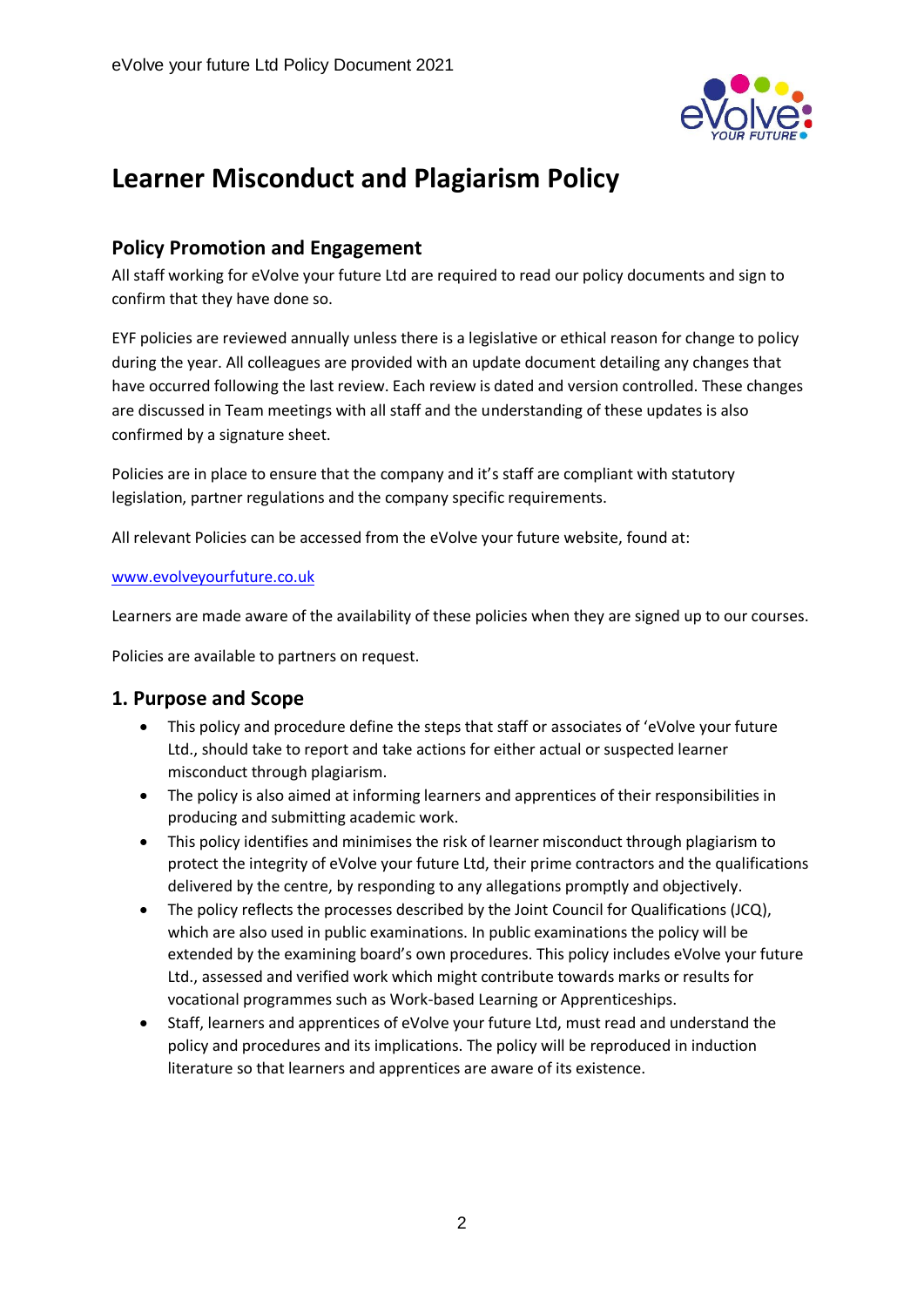# Learner Misconduct and Plagiarism Policy

## Policy Promotion and Engagement

All staff working for eVolve your future Ltd are required to read our policy documents and sign to confirm that they have done so.

EYF policies are reviewed annually unless there is a legislative or ethical reason for change to policy during the year. All colleagues are provided with an update document detailing any changes that have occurred following the last review. Each review is dated and version controlled. These changes are discussed in Team meetings with all staff and the understanding of these updates is also confirmed by a signature sheet.

Policies are in place to ensure that the company and it's staff are compliant with statutory legislation, partner regulations and the company specific requirements.

All relevant Policies can be accessed from the eVolve your future website, found at:

www.evolveyourfuture.co.uk

Learners are made aware of the availability of these policies when they are signed up to our courses.

Policies are available to partners on request.

## 1. Purpose and Scope

- This policy and procedure define the steps that staff or associates of 'eVolve your future Ltd., should take to report and take actions for either actual or suspected learner misconduct through plagiarism.
- The policy is also aimed at informing learners and apprentices of their responsibilities in producing and submitting academic work.
- This policy identifies and minimises the risk of learner misconduct through plagiarism to protect the integrity of eVolve your future Ltd, their prime contractors and the qualifications delivered by the centre, by responding to any allegations promptly and objectively.
- The policy reflects the processes described by the Joint Council for Qualifications (JCQ), which are also used in public examinations. In public examinations the policy will be extended by the examining board's own procedures. This policy includes eVolve your future Ltd., assessed and verified work which might contribute towards marks or results for vocational programmes such as Work-based Learning or Apprenticeships.
- Staff, learners and apprentices of eVolve your future Ltd, must read and understand the policy and procedures and its implications. The policy will be reproduced in induction literature so that learners and apprentices are aware of its existence.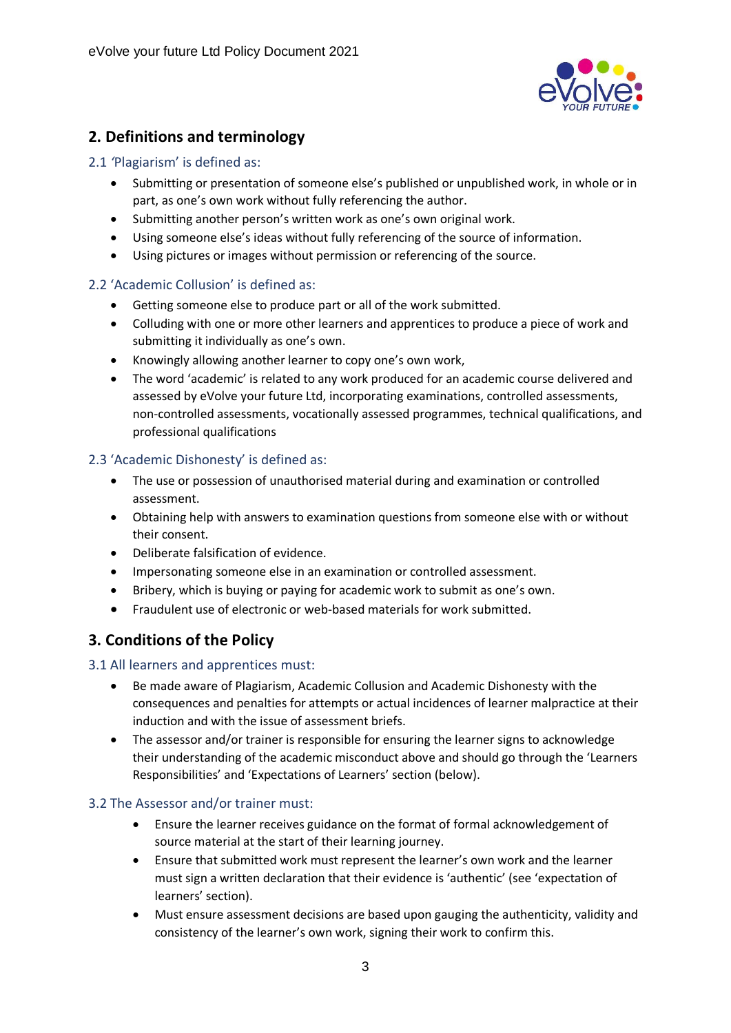## 2. Definitions and terminology

### 2.1 'Plagiarism' is defined as:

- Submitting or presentation of someone else's published or unpublished work, in whole or in part, as one's own work without fully referencing the author.
- Submitting another person's written work as one's own original work.
- Using someone else's ideas without fully referencing of the source of information.
- Using pictures or images without permission or referencing of the source.

### 2.2 'Academic Collusion' is defined as:

- Getting someone else to produce part or all of the work submitted.
- Colluding with one or more other learners and apprentices to produce a piece of work and submitting it individually as one's own.
- Knowingly allowing another learner to copy one's own work,
- The word 'academic' is related to any work produced for an academic course delivered and assessed by eVolve your future Ltd, incorporating examinations, controlled assessments, non-controlled assessments, vocationally assessed programmes, technical qualifications, and professional qualifications

### 2.3 'Academic Dishonesty' is defined as:

- The use or possession of unauthorised material during and examination or controlled assessment.
- Obtaining help with answers to examination questions from someone else with or without their consent.
- Deliberate falsification of evidence.
- Impersonating someone else in an examination or controlled assessment.
- Bribery, which is buying or paying for academic work to submit as one's own.
- Fraudulent use of electronic or web-based materials for work submitted.

## 3. Conditions of the Policy

### 3.1 All learners and apprentices must:

- Be made aware of Plagiarism, Academic Collusion and Academic Dishonesty with the consequences and penalties for attempts or actual incidences of learner malpractice at their induction and with the issue of assessment briefs.
- The assessor and/or trainer is responsible for ensuring the learner signs to acknowledge their understanding of the academic misconduct above and should go through the 'Learners Responsibilities' and 'Expectations of Learners' section (below).

### 3.2 The Assessor and/or trainer must:

- Ensure the learner receives guidance on the format of formal acknowledgement of source material at the start of their learning journey.
- Ensure that submitted work must represent the learner's own work and the learner must sign a written declaration that their evidence is 'authentic' (see 'expectation of learners' section).
- Must ensure assessment decisions are based upon gauging the authenticity, validity and consistency of the learner's own work, signing their work to confirm this.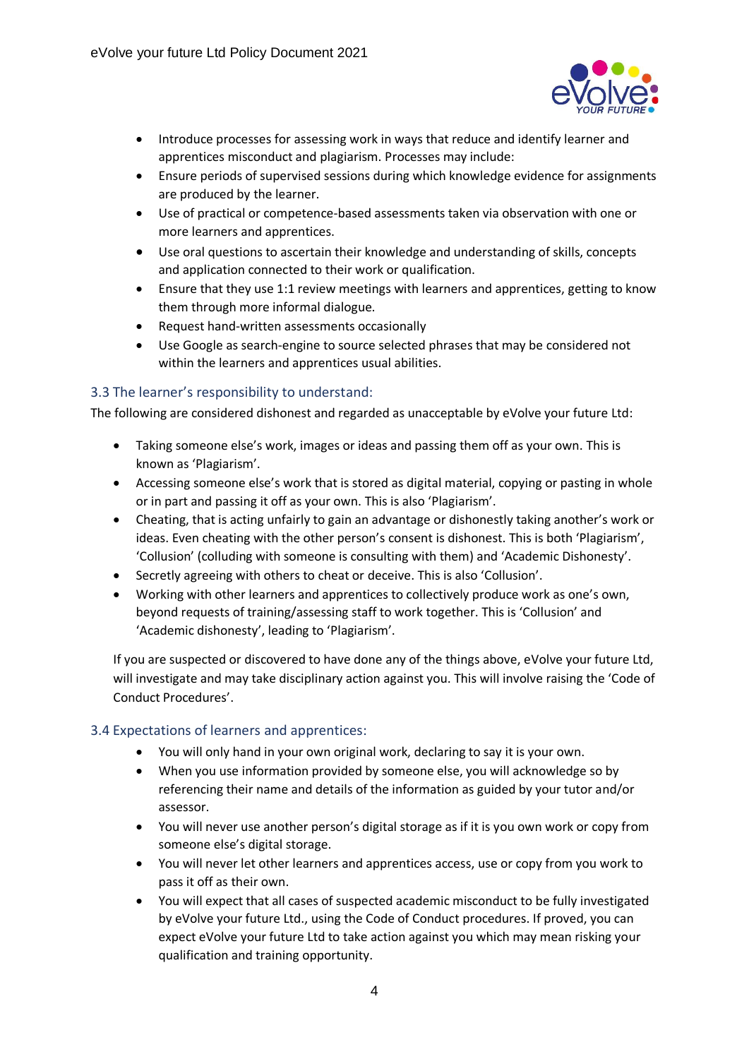- Introduce processes for assessing work in ways that reduce and identify learner and apprentices misconduct and plagiarism. Processes may include:
- Ensure periods of supervised sessions during which knowledge evidence for assignments are produced by the learner.
- Use of practical or competence-based assessments taken via observation with one or more learners and apprentices.
- Use oral questions to ascertain their knowledge and understanding of skills, concepts and application connected to their work or qualification.
- Ensure that they use 1:1 review meetings with learners and apprentices, getting to know them through more informal dialogue.
- Request hand-written assessments occasionally
- Use Google as search-engine to source selected phrases that may be considered not within the learners and apprentices usual abilities.

### 3.3 The learner's responsibility to understand:

The following are considered dishonest and regarded as unacceptable by eVolve your future Ltd:

- Taking someone else's work, images or ideas and passing them off as your own. This is known as 'Plagiarism'.
- Accessing someone else's work that is stored as digital material, copying or pasting in whole or in part and passing it off as your own. This is also 'Plagiarism'.
- Cheating, that is acting unfairly to gain an advantage or dishonestly taking another's work or ideas. Even cheating with the other person's consent is dishonest. This is both 'Plagiarism', 'Collusion' (colluding with someone is consulting with them) and 'Academic Dishonesty'.
- Secretly agreeing with others to cheat or deceive. This is also 'Collusion'.
- Working with other learners and apprentices to collectively produce work as one's own, beyond requests of training/assessing staff to work together. This is 'Collusion' and 'Academic dishonesty', leading to 'Plagiarism'.

If you are suspected or discovered to have done any of the things above, eVolve your future Ltd, will investigate and may take disciplinary action against you. This will involve raising the 'Code of Conduct Procedures'.

### 3.4 Expectations of learners and apprentices:

- You will only hand in your own original work, declaring to say it is your own.
- When you use information provided by someone else, you will acknowledge so by referencing their name and details of the information as guided by your tutor and/or assessor.
- You will never use another person's digital storage as if it is you own work or copy from someone else's digital storage.
- You will never let other learners and apprentices access, use or copy from you work to pass it off as their own.
- You will expect that all cases of suspected academic misconduct to be fully investigated by eVolve your future Ltd., using the Code of Conduct procedures. If proved, you can expect eVolve your future Ltd to take action against you which may mean risking your qualification and training opportunity.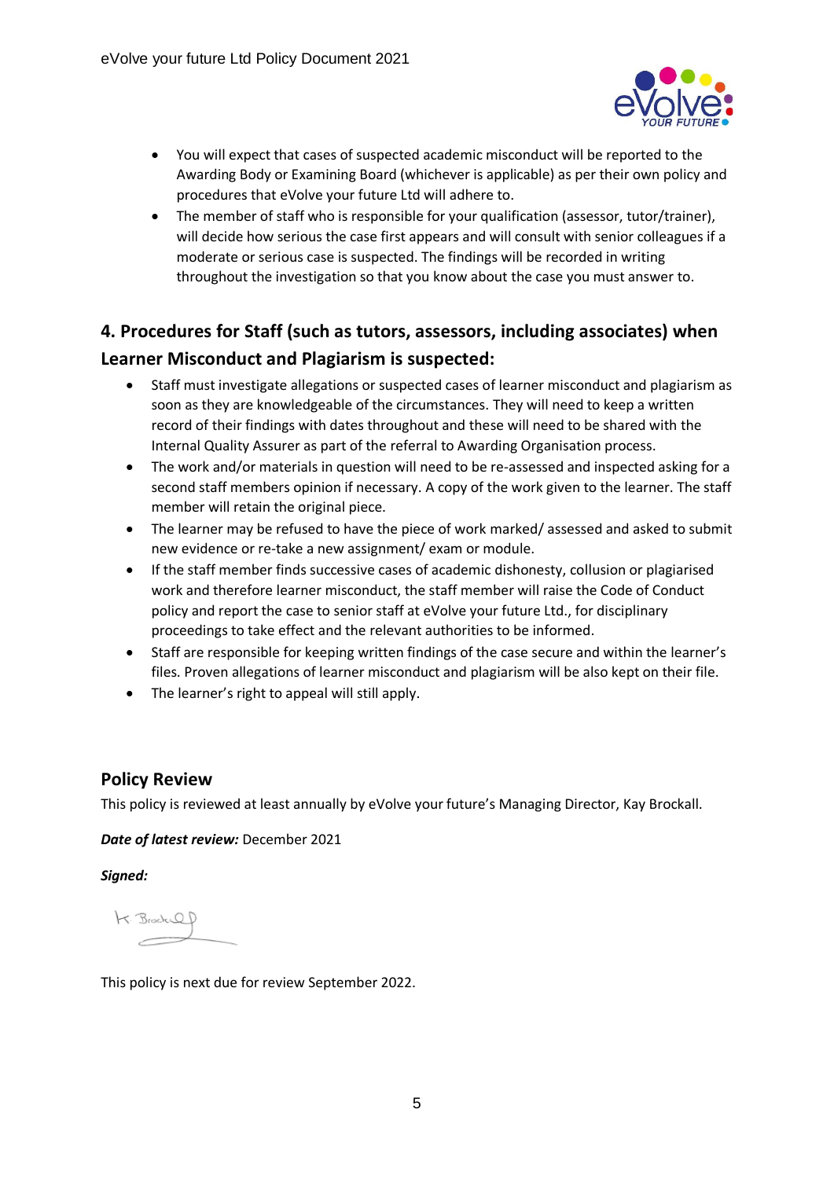- You will expect that cases of suspected academic misconduct will be reported to the Awarding Body or Examining Board (whichever is applicable) as per their own policy and procedures that eVolve your future Ltd will adhere to.
- The member of staff who is responsible for your qualification (assessor, tutor/trainer), will decide how serious the case first appears and will consult with senior colleagues if a moderate or serious case is suspected. The findings will be recorded in writing throughout the investigation so that you know about the case you must answer to.

## 4. Procedures for Staff (such as tutors, assessors, including associates) when Learner Misconduct and Plagiarism is suspected:

- Staff must investigate allegations or suspected cases of learner misconduct and plagiarism as soon as they are knowledgeable of the circumstances. They will need to keep a written record of their findings with dates throughout and these will need to be shared with the Internal Quality Assurer as part of the referral to Awarding Organisation process.
- The work and/or materials in question will need to be re-assessed and inspected asking for a second staff members opinion if necessary. A copy of the work given to the learner. The staff member will retain the original piece.
- The learner may be refused to have the piece of work marked/ assessed and asked to submit new evidence or re-take a new assignment/ exam or module.
- If the staff member finds successive cases of academic dishonesty, collusion or plagiarised work and therefore learner misconduct, the staff member will raise the Code of Conduct policy and report the case to senior staff at eVolve your future Ltd., for disciplinary proceedings to take effect and the relevant authorities to be informed.
- Staff are responsible for keeping written findings of the case secure and within the learner's files. Proven allegations of learner misconduct and plagiarism will be also kept on their file.
- The learner's right to appeal will still apply.

## Policy Review

This policy is reviewed at least annually by eVolve your future's Managing Director, Kay Brockall.

***Date of latest review:*** December 2021

***Signed:***

K Brockall

This policy is next due for review September 2022.